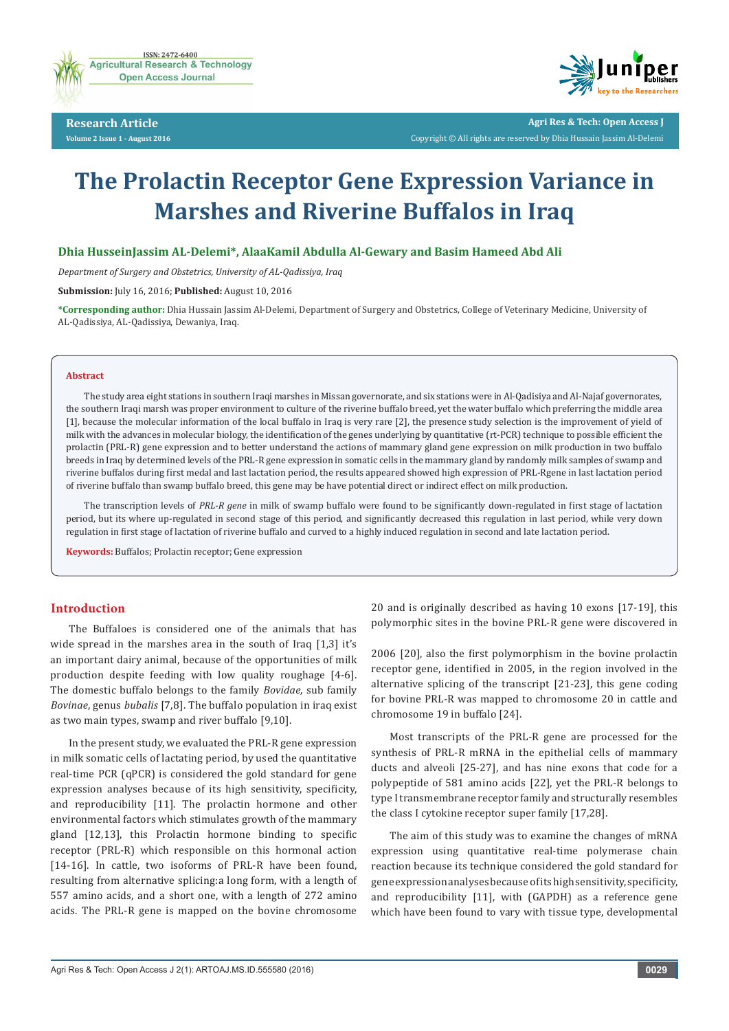# The Prolactin Receptor Gene Expression Variance in Marshes and Riverine Buffalos in Iraq

**Dhia HusseinJassim AL-Delemi\*, AlaaKamil Abdulla Al-Gewary and Basim Hameed Abd Ali**

*Department of Surgery and Obstetrics, University of AL-Qadissiya, Iraq*

**Submission:** July 16, 2016; **Published:** August 10, 2016

**\*Corresponding author:** Dhia Hussain Jassim Al-Delemi, Department of Surgery and Obstetrics, College of Veterinary Medicine, University of AL-Qadissiya, AL-Qadissiya, Dewaniya, Iraq.

## Abstract

The study area eight stations in southern Iraqi marshes in Missan governorate, and six stations were in Al-Qadisiya and Al-Najaf governorates, the southern Iraqi marsh was proper environment to culture of the riverine buffalo breed, yet the water buffalo which preferring the middle area [1], because the molecular information of the local buffalo in Iraq is very rare [2], the presence study selection is the improvement of yield of milk with the advances in molecular biology, the identification of the genes underlying by quantitative (rt-PCR) technique to possible efficient the prolactin (PRL-R) gene expression and to better understand the actions of mammary gland gene expression on milk production in two buffalo breeds in Iraq by determined levels of the PRL-R gene expression in somatic cells in the mammary gland by randomly milk samples of swamp and riverine buffalos during first medal and last lactation period, the results appeared showed high expression of PRL-Rgene in last lactation period of riverine buffalo than swamp buffalo breed, this gene may be have potential direct or indirect effect on milk production.

The transcription levels of *PRL-R gene* in milk of swamp buffalo were found to be significantly down-regulated in first stage of lactation period, but its where up-regulated in second stage of this period, and significantly decreased this regulation in last period, while very down regulation in first stage of lactation of riverine buffalo and curved to a highly induced regulation in second and late lactation period.

**Keywords:** Buffalos; Prolactin receptor; Gene expression

## Introduction

The Buffaloes is considered one of the animals that has wide spread in the marshes area in the south of Iraq [1,3] it's an important dairy animal, because of the opportunities of milk production despite feeding with low quality roughage [4-6]. The domestic buffalo belongs to the family *Bovidae*, sub family *Bovinae*, genus *bubalis* [7,8]. The buffalo population in iraq exist as two main types, swamp and river buffalo [9,10].

In the present study, we evaluated the PRL-R gene expression in milk somatic cells of lactating period, by used the quantitative real-time PCR (qPCR) is considered the gold standard for gene expression analyses because of its high sensitivity, specificity, and reproducibility [11]. The prolactin hormone and other environmental factors which stimulates growth of the mammary gland [12,13], this Prolactin hormone binding to specific receptor (PRL-R) which responsible on this hormonal action [14-16]. In cattle, two isoforms of PRL-R have been found, resulting from alternative splicing:a long form, with a length of 557 amino acids, and a short one, with a length of 272 amino acids. The PRL-R gene is mapped on the bovine chromosome 20 and is originally described as having 10 exons [17-19], this polymorphic sites in the bovine PRL-R gene were discovered in 2006 [20], also the first polymorphism in the bovine prolactin receptor gene, identified in 2005, in the region involved in the alternative splicing of the transcript [21-23], this gene coding for bovine PRL-R was mapped to chromosome 20 in cattle and chromosome 19 in buffalo [24].

Most transcripts of the PRL-R gene are processed for the synthesis of PRL-R mRNA in the epithelial cells of mammary ducts and alveoli [25-27], and has nine exons that code for a polypeptide of 581 amino acids [22], yet the PRL-R belongs to type I transmembrane receptor family and structurally resembles the class I cytokine receptor super family [17,28].

The aim of this study was to examine the changes of mRNA expression using quantitative real-time polymerase chain reaction because its technique considered the gold standard for gene expression analyses because of its high sensitivity, specificity, and reproducibility [11], with (GAPDH) as a reference gene which have been found to vary with tissue type, developmental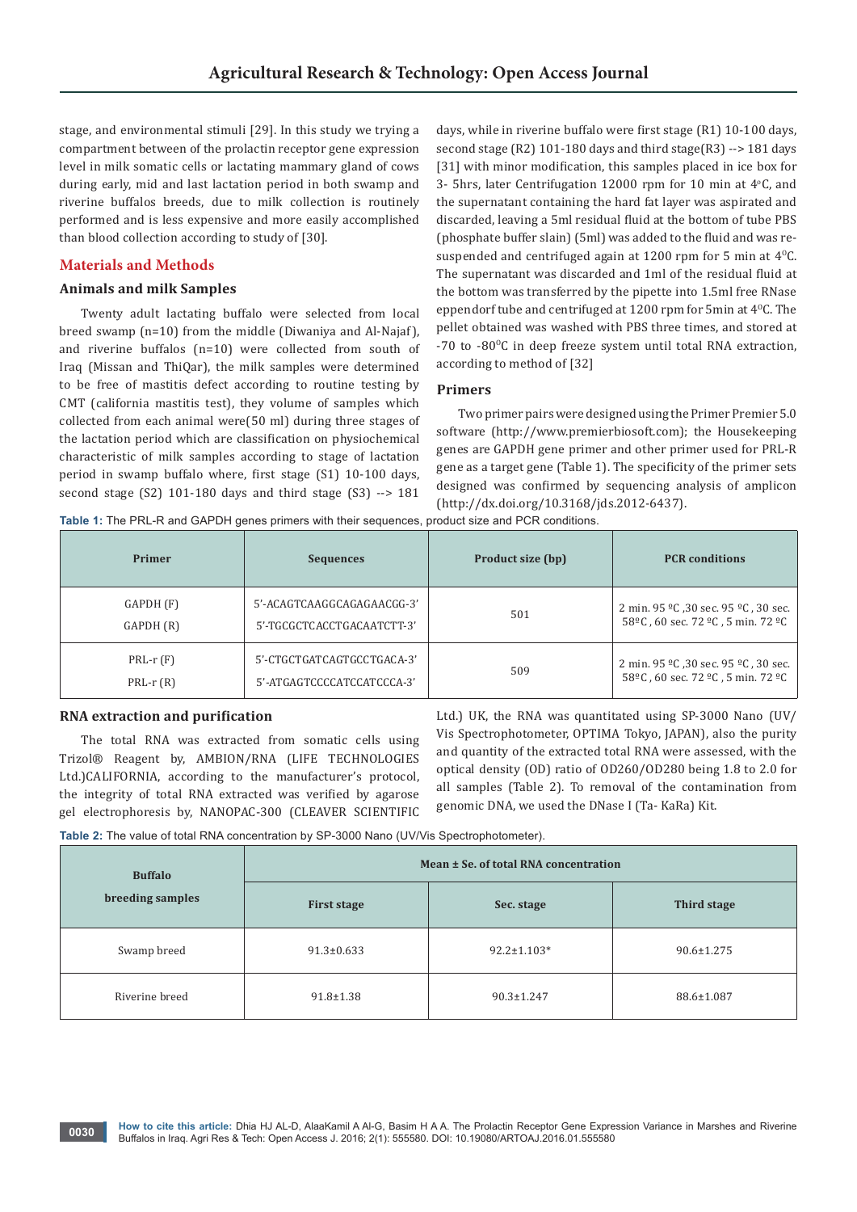stage, and environmental stimuli [29]. In this study we trying a compartment between of the prolactin receptor gene expression level in milk somatic cells or lactating mammary gland of cows during early, mid and last lactation period in both swamp and riverine buffalos breeds, due to milk collection is routinely performed and is less expensive and more easily accomplished than blood collection according to study of [30].

## Materials and Methods

### Animals and milk Samples

Twenty adult lactating buffalo were selected from local breed swamp (n=10) from the middle (Diwaniya and Al-Najaf), and riverine buffalos (n=10) were collected from south of Iraq (Missan and ThiQar), the milk samples were determined to be free of mastitis defect according to routine testing by CMT (california mastitis test), they volume of samples which collected from each animal were(50 ml) during three stages of the lactation period which are classification on physiochemical characteristic of milk samples according to stage of lactation period in swamp buffalo where, first stage (S1) 10-100 days, second stage (S2) 101-180 days and third stage (S3) --> 181 days, while in riverine buffalo were first stage (R1) 10-100 days, second stage (R2) 101-180 days and third stage(R3) --> 181 days [31] with minor modification, this samples placed in ice box for 3- 5hrs, later Centrifugation 12000 rpm for 10 min at 4$^{o}$C, and the supernatant containing the hard fat layer was aspirated and discarded, leaving a 5ml residual fluid at the bottom of tube PBS (phosphate buffer slain) (5ml) was added to the fluid and was re-suspended and centrifuged again at 1200 rpm for 5 min at 4$^{0}$C. The supernatant was discarded and 1ml of the residual fluid at the bottom was transferred by the pipette into 1.5ml free RNase eppendorf tube and centrifuged at 1200 rpm for 5min at 4$^{0}$C. The pellet obtained was washed with PBS three times, and stored at -70 to -80$^{0}$C in deep freeze system until total RNA extraction, according to method of [32]

### Primers

Two primer pairs were designed using the Primer Premier 5.0 software (http://www.premierbiosoft.com); the Housekeeping genes are GAPDH gene primer and other primer used for PRL-R gene as a target gene (Table 1). The specificity of the primer sets designed was confirmed by sequencing analysis of amplicon (http://dx.doi.org/10.3168/jds.2012-6437).

**Table 1:** The PRL-R and GAPDH genes primers with their sequences, product size and PCR conditions.

| Primer | Sequences | Product size (bp) | PCR conditions |
|---|---|---|---|
| GAPDH (F)<br>GAPDH (R) | 5'-ACAGTCAAGGCAGAGAACGG-3'<br>5'-TGCGCTCACCTGACAATCTT-3' | 501 | 2 min. 95 ºC ,30 sec. 95 ºC , 30 sec. 58ºC , 60 sec. 72 ºC , 5 min. 72 ºC |
| PRL-r (F)<br>PRL-r (R) | 5'-CTGCTGATCAGTGCCTGACA-3'<br>5'-ATGAGTCCCCATCCATCCCA-3' | 509 | 2 min. 95 ºC ,30 sec. 95 ºC , 30 sec. 58ºC , 60 sec. 72 ºC , 5 min. 72 ºC |

### RNA extraction and purification

The total RNA was extracted from somatic cells using Trizol® Reagent by, AMBION/RNA (LIFE TECHNOLOGIES Ltd.)CALIFORNIA, according to the manufacturer's protocol, the integrity of total RNA extracted was verified by agarose gel electrophoresis by, NANOPAC-300 (CLEAVER SCIENTIFIC Ltd.) UK, the RNA was quantitated using SP-3000 Nano (UV/Vis Spectrophotometer, OPTIMA Tokyo, JAPAN), also the purity and quantity of the extracted total RNA were assessed, with the optical density (OD) ratio of OD260/OD280 being 1.8 to 2.0 for all samples (Table 2). To removal of the contamination from genomic DNA, we used the DNase I (Ta- KaRa) Kit.

**Table 2:** The value of total RNA concentration by SP-3000 Nano (UV/Vis Spectrophotometer).

| Buffalo breeding samples | Mean ± Se. of total RNA concentration | | |
|---|---|---|---|
| | First stage | Sec. stage | Third stage |
| Swamp breed | 91.3±0.633 | 92.2±1.103* | 90.6±1.275 |
| Riverine breed | 91.8±1.38 | 90.3±1.247 | 88.6±1.087 |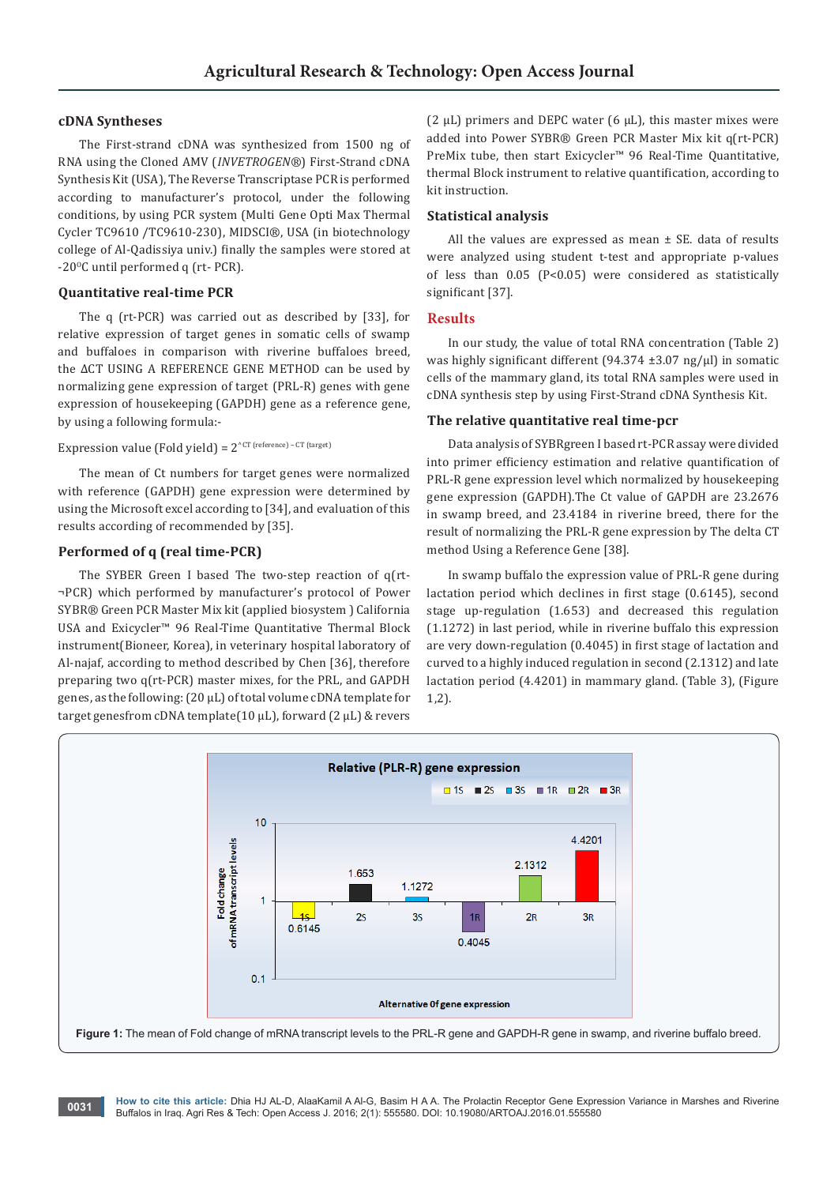### cDNA Syntheses

The First-strand cDNA was synthesized from 1500 ng of RNA using the Cloned AMV (*INVETROGEN*®) First-Strand cDNA Synthesis Kit (USA), The Reverse Transcriptase PCR is performed according to manufacturer's protocol, under the following conditions, by using PCR system (Multi Gene Opti Max Thermal Cycler TC9610 /TC9610-230), MIDSCI®, USA (in biotechnology college of Al-Qadissiya univ.) finally the samples were stored at -20$^{0}$C until performed q (rt- PCR).

### Quantitative real-time PCR

The q (rt-PCR) was carried out as described by [33], for relative expression of target genes in somatic cells of swamp and buffaloes in comparison with riverine buffaloes breed, the ΔCT USING A REFERENCE GENE METHOD can be used by normalizing gene expression of target (PRL-R) genes with gene expression of housekeeping (GAPDH) gene as a reference gene, by using a following formula:-

Expression value (Fold yield) = $2^{\wedge CT\ (reference) - CT\ (target)}$

The mean of Ct numbers for target genes were normalized with reference (GAPDH) gene expression were determined by using the Microsoft excel according to [34], and evaluation of this results according of recommended by [35].

### Performed of q (real time-PCR)

The SYBER Green I based The two-step reaction of q(rt-¬PCR) which performed by manufacturer's protocol of Power SYBR® Green PCR Master Mix kit (applied biosystem ) California USA and Exicycler™ 96 Real-Time Quantitative Thermal Block instrument(Bioneer, Korea), in veterinary hospital laboratory of Al-najaf, according to method described by Chen [36], therefore preparing two q(rt-PCR) master mixes, for the PRL, and GAPDH genes, as the following: (20 µL) of total volume cDNA template for target genesfrom cDNA template(10 µL), forward (2 µL) & revers (2 µL) primers and DEPC water (6 µL), this master mixes were added into Power SYBR® Green PCR Master Mix kit q(rt-PCR) PreMix tube, then start Exicycler™ 96 Real-Time Quantitative, thermal Block instrument to relative quantification, according to kit instruction.

### Statistical analysis

All the values are expressed as mean ± SE. data of results were analyzed using student t-test and appropriate p-values of less than 0.05 ($P<0.05$) were considered as statistically significant [37].

## Results

In our study, the value of total RNA concentration (Table 2) was highly significant different (94.374 ±3.07 ng/µl) in somatic cells of the mammary gland, its total RNA samples were used in cDNA synthesis step by using First-Strand cDNA Synthesis Kit.

### The relative quantitative real time-pcr

Data analysis of SYBRgreen I based rt-PCR assay were divided into primer efficiency estimation and relative quantification of PRL-R gene expression level which normalized by housekeeping gene expression (GAPDH).The Ct value of GAPDH are 23.2676 in swamp breed, and 23.4184 in riverine breed, there for the result of normalizing the PRL-R gene expression by The delta CT method Using a Reference Gene [38].

In swamp buffalo the expression value of PRL-R gene during lactation period which declines in first stage (0.6145), second stage up-regulation (1.653) and decreased this regulation (1.1272) in last period, while in riverine buffalo this expression are very down-regulation (0.4045) in first stage of lactation and curved to a highly induced regulation in second (2.1312) and late lactation period (4.4201) in mammary gland. (Table 3), (Figure 1,2).

**Figure 1:** The mean of Fold change of mRNA transcript levels to the PRL-R gene and GAPDH-R gene in swamp, and riverine buffalo breed.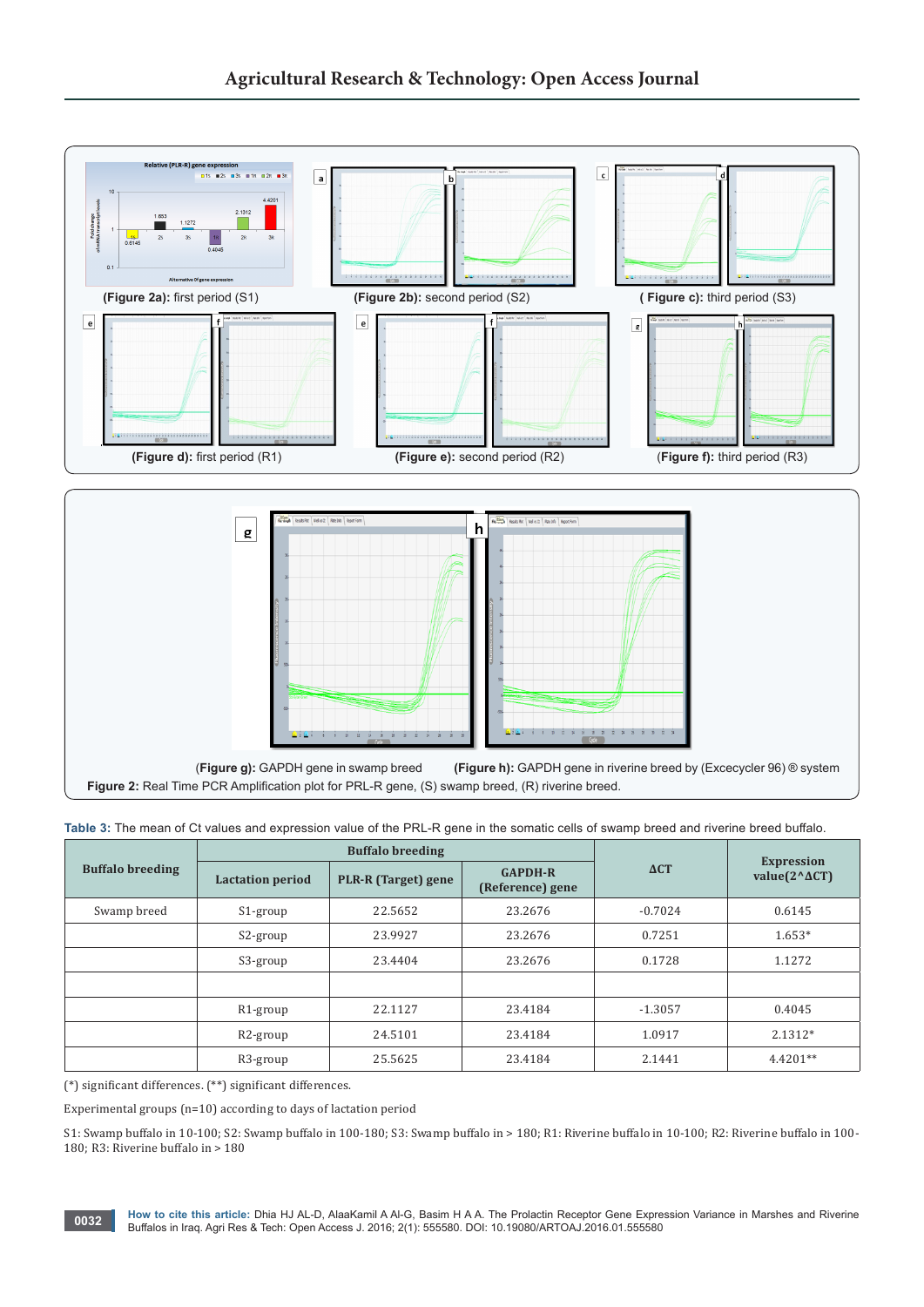(Figure 2a): first period (S1) (Figure 2b): second period (S2) ( Figure c): third period (S3)

(Figure d): first period (R1) (Figure e): second period (R2) (Figure f): third period (R3)

(Figure g): GAPDH gene in swamp breed (Figure h): GAPDH gene in riverine breed by (Excecycler 96) ® system

**Figure 2:** Real Time PCR Amplification plot for PRL-R gene, (S) swamp breed, (R) riverine breed.

**Table 3:** The mean of Ct values and expression value of the PRL-R gene in the somatic cells of swamp breed and riverine breed buffalo.

| Buffalo breeding | Buffalo breeding | | | ΔCT | Expression value(2^ΔCT) |
|---|---|---|---|---|---|
| | Lactation period | PLR-R (Target) gene | GAPDH-R (Reference) gene | | |
| Swamp breed | S1-group | 22.5652 | 23.2676 | -0.7024 | 0.6145 |
| | S2-group | 23.9927 | 23.2676 | 0.7251 | 1.653* |
| | S3-group | 23.4404 | 23.2676 | 0.1728 | 1.1272 |
| | | | | | |
| | R1-group | 22.1127 | 23.4184 | -1.3057 | 0.4045 |
| | R2-group | 24.5101 | 23.4184 | 1.0917 | 2.1312* |
| | R3-group | 25.5625 | 23.4184 | 2.1441 | 4.4201** |

(*) significant differences. (**) significant differences.

Experimental groups (n=10) according to days of lactation period

S1: Swamp buffalo in 10-100; S2: Swamp buffalo in 100-180; S3: Swamp buffalo in > 180; R1: Riverine buffalo in 10-100; R2: Riverine buffalo in 100-180; R3: Riverine buffalo in > 180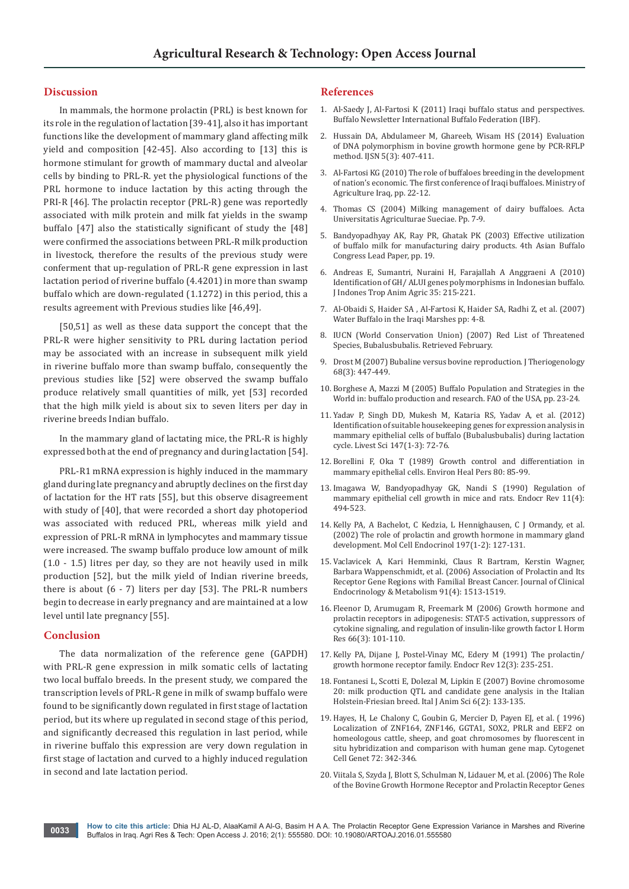## Discussion

In mammals, the hormone prolactin (PRL) is best known for its role in the regulation of lactation [39-41], also it has important functions like the development of mammary gland affecting milk yield and composition [42-45]. Also according to [13] this is hormone stimulant for growth of mammary ductal and alveolar cells by binding to PRL-R. yet the physiological functions of the PRL hormone to induce lactation by this acting through the PRI-R [46]. The prolactin receptor (PRL-R) gene was reportedly associated with milk protein and milk fat yields in the swamp buffalo [47] also the statistically significant of study the [48] were confirmed the associations between PRL-R milk production in livestock, therefore the results of the previous study were conferment that up-regulation of PRL-R gene expression in last lactation period of riverine buffalo (4.4201) in more than swamp buffalo which are down-regulated (1.1272) in this period, this a results agreement with Previous studies like [46,49].

[50,51] as well as these data support the concept that the PRL-R were higher sensitivity to PRL during lactation period may be associated with an increase in subsequent milk yield in riverine buffalo more than swamp buffalo, consequently the previous studies like [52] were observed the swamp buffalo produce relatively small quantities of milk, yet [53] recorded that the high milk yield is about six to seven liters per day in riverine breeds Indian buffalo.

In the mammary gland of lactating mice, the PRL-R is highly expressed both at the end of pregnancy and during lactation [54].

PRL-R1 mRNA expression is highly induced in the mammary gland during late pregnancy and abruptly declines on the first day of lactation for the HT rats [55], but this observe disagreement with study of [40], that were recorded a short day photoperiod was associated with reduced PRL, whereas milk yield and expression of PRL-R mRNA in lymphocytes and mammary tissue were increased. The swamp buffalo produce low amount of milk (1.0 - 1.5) litres per day, so they are not heavily used in milk production [52], but the milk yield of Indian riverine breeds, there is about (6 - 7) liters per day [53]. The PRL-R numbers begin to decrease in early pregnancy and are maintained at a low level until late pregnancy [55].

## Conclusion

The data normalization of the reference gene (GAPDH) with PRL-R gene expression in milk somatic cells of lactating two local buffalo breeds. In the present study, we compared the transcription levels of PRL-R gene in milk of swamp buffalo were found to be significantly down regulated in first stage of lactation period, but its where up regulated in second stage of this period, and significantly decreased this regulation in last period, while in riverine buffalo this expression are very down regulation in first stage of lactation and curved to a highly induced regulation in second and late lactation period.

## References

1. Al-Saedy J, Al-Fartosi K (2011) Iraqi buffalo status and perspectives. Buffalo Newsletter International Buffalo Federation (IBF).
2. Hussain DA, Abdulameer M, Ghareeb, Wisam HS (2014) Evaluation of DNA polymorphism in bovine growth hormone gene by PCR-RFLP method. IJSN 5(3): 407-411.
3. Al-Fartosi KG (2010) The role of buffaloes breeding in the development of nation's economic. The first conference of Iraqi buffaloes. Ministry of Agriculture Iraq, pp. 22-12.
4. Thomas CS (2004) Milking management of dairy buffaloes. Acta Universitatis Agriculturae Sueciae. Pp. 7-9.
5. Bandyopadhyay AK, Ray PR, Ghatak PK (2003) Effective utilization of buffalo milk for manufacturing dairy products. 4th Asian Buffalo Congress Lead Paper, pp. 19.
6. Andreas E, Sumantri, Nuraini H, Farajallah A Anggraeni A (2010) Identification of GH/ ALUI genes polymorphisms in Indonesian buffalo. J Indones Trop Anim Agric 35: 215-221.
7. Al-Obaidi S, Haider SA , Al-Fartosi K, Haider SA, Radhi Z, et al. (2007) Water Buffalo in the Iraqi Marshes pp: 4-8.
8. IUCN (World Conservation Union) (2007) Red List of Threatened Species, Bubalusbubalis. Retrieved February.
9. Drost M (2007) Bubaline versus bovine reproduction. J Theriogenology 68(3): 447-449.
10. Borghese A, Mazzi M (2005) Buffalo Population and Strategies in the World in: buffalo production and research. FAO of the USA, pp. 23-24.
11. Yadav P, Singh DD, Mukesh M, Kataria RS, Yadav A, et al. (2012) Identification of suitable housekeeping genes for expression analysis in mammary epithelial cells of buffalo (Bubalusbubalis) during lactation cycle. Livest Sci 147(1-3): 72-76.
12. Borellini F, Oka T (1989) Growth control and differentiation in mammary epithelial cells. Environ Heal Pers 80: 85-99.
13. Imagawa W, Bandyopadhyay GK, Nandi S (1990) Regulation of mammary epithelial cell growth in mice and rats. Endocr Rev 11(4): 494-523.
14. Kelly PA, A Bachelot, C Kedzia, L Hennighausen, C J Ormandy, et al. (2002) The role of prolactin and growth hormone in mammary gland development. Mol Cell Endocrinol 197(1-2): 127-131.
15. Vaclavicek A, Kari Hemminki, Claus R Bartram, Kerstin Wagner, Barbara Wappenschmidt, et al. (2006) Association of Prolactin and Its Receptor Gene Regions with Familial Breast Cancer. Journal of Clinical Endocrinology & Metabolism 91(4): 1513-1519.
16. Fleenor D, Arumugam R, Freemark M (2006) Growth hormone and prolactin receptors in adipogenesis: STAT-5 activation, suppressors of cytokine signaling, and regulation of insulin-like growth factor I. Horm Res 66(3): 101-110.
17. Kelly PA, Dijane J, Postel-Vinay MC, Edery M (1991) The prolactin/ growth hormone receptor family. Endocr Rev 12(3): 235-251.
18. Fontanesi L, Scotti E, Dolezal M, Lipkin E (2007) Bovine chromosome 20: milk production QTL and candidate gene analysis in the Italian Holstein-Friesian breed. Ital J Anim Sci 6(2): 133-135.
19. Hayes, H, Le Chalony C, Goubin G, Mercier D, Payen EJ, et al. ( 1996) Localization of ZNF164, ZNF146, GGTA1, SOX2, PRLR and EEF2 on homeologous cattle, sheep, and goat chromosomes by fluorescent in situ hybridization and comparison with human gene map. Cytogenet Cell Genet 72: 342-346.
20. Viitala S, Szyda J, Blott S, Schulman N, Lidauer M, et al. (2006) The Role of the Bovine Growth Hormone Receptor and Prolactin Receptor Genes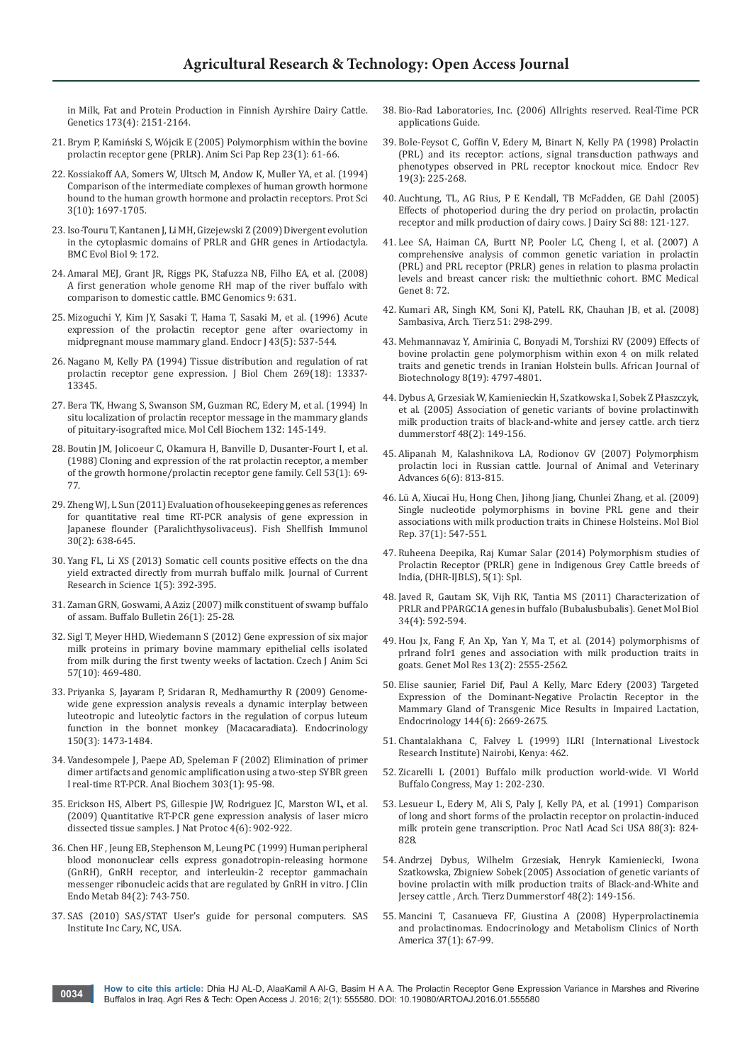in Milk, Fat and Protein Production in Finnish Ayrshire Dairy Cattle. Genetics 173(4): 2151-2164.

21. Brym P, Kamiński S, Wójcik E (2005) Polymorphism within the bovine prolactin receptor gene (PRLR). Anim Sci Pap Rep 23(1): 61-66.

22. Kossiakoff AA, Somers W, Ultsch M, Andow K, Muller YA, et al. (1994) Comparison of the intermediate complexes of human growth hormone bound to the human growth hormone and prolactin receptors. Prot Sci 3(10): 1697-1705.

23. Iso-Touru T, Kantanen J, Li MH, Gizejewski Z (2009) Divergent evolution in the cytoplasmic domains of PRLR and GHR genes in Artiodactyla. BMC Evol Biol 9: 172.

24. Amaral MEJ, Grant JR, Riggs PK, Stafuzza NB, Filho EA, et al. (2008) A first generation whole genome RH map of the river buffalo with comparison to domestic cattle. BMC Genomics 9: 631.

25. Mizoguchi Y, Kim JY, Sasaki T, Hama T, Sasaki M, et al. (1996) Acute expression of the prolactin receptor gene after ovariectomy in midpregnant mouse mammary gland. Endocr J 43(5): 537-544.

26. Nagano M, Kelly PA (1994) Tissue distribution and regulation of rat prolactin receptor gene expression. J Biol Chem 269(18): 13337-13345.

27. Bera TK, Hwang S, Swanson SM, Guzman RC, Edery M, et al. (1994) In situ localization of prolactin receptor message in the mammary glands of pituitary-isografted mice. Mol Cell Biochem 132: 145-149.

28. Boutin JM, Jolicoeur C, Okamura H, Banville D, Dusanter-Fourt I, et al. (1988) Cloning and expression of the rat prolactin receptor, a member of the growth hormone/prolactin receptor gene family. Cell 53(1): 69-77.

29. Zheng WJ, L Sun (2011) Evaluation of housekeeping genes as references for quantitative real time RT-PCR analysis of gene expression in Japanese flounder (Paralichthysolivaceus). Fish Shellfish Immunol 30(2): 638-645.

30. Yang FL, Li XS (2013) Somatic cell counts positive effects on the dna yield extracted directly from murrah buffalo milk. Journal of Current Research in Science 1(5): 392-395.

31. Zaman GRN, Goswami, A Aziz (2007) milk constituent of swamp buffalo of assam. Buffalo Bulletin 26(1): 25-28.

32. Sigl T, Meyer HHD, Wiedemann S (2012) Gene expression of six major milk proteins in primary bovine mammary epithelial cells isolated from milk during the first twenty weeks of lactation. Czech J Anim Sci 57(10): 469-480.

33. Priyanka S, Jayaram P, Sridaran R, Medhamurthy R (2009) Genome-wide gene expression analysis reveals a dynamic interplay between luteotropic and luteolytic factors in the regulation of corpus luteum function in the bonnet monkey (Macacaradiata). Endocrinology 150(3): 1473-1484.

34. Vandesompele J, Paepe AD, Speleman F (2002) Elimination of primer dimer artifacts and genomic amplification using a two-step SYBR green I real-time RT-PCR. Anal Biochem 303(1): 95-98.

35. Erickson HS, Albert PS, Gillespie JW, Rodriguez JC, Marston WL, et al. (2009) Quantitative RT-PCR gene expression analysis of laser micro dissected tissue samples. J Nat Protoc 4(6): 902-922.

36. Chen HF , Jeung EB, Stephenson M, Leung PC (1999) Human peripheral blood mononuclear cells express gonadotropin-releasing hormone (GnRH), GnRH receptor, and interleukin-2 receptor gammachain messenger ribonucleic acids that are regulated by GnRH in vitro. J Clin Endo Metab 84(2): 743-750.

37. SAS (2010) SAS/STAT User's guide for personal computers. SAS Institute Inc Cary, NC, USA.

38. Bio-Rad Laboratories, Inc. (2006) Allrights reserved. Real-Time PCR applications Guide.

39. Bole-Feysot C, Goffin V, Edery M, Binart N, Kelly PA (1998) Prolactin (PRL) and its receptor: actions, signal transduction pathways and phenotypes observed in PRL receptor knockout mice. Endocr Rev 19(3): 225-268.

40. Auchtung, TL, AG Rius, P E Kendall, TB McFadden, GE Dahl (2005) Effects of photoperiod during the dry period on prolactin, prolactin receptor and milk production of dairy cows. J Dairy Sci 88: 121-127.

41. Lee SA, Haiman CA, Burtt NP, Pooler LC, Cheng I, et al. (2007) A comprehensive analysis of common genetic variation in prolactin (PRL) and PRL receptor (PRLR) genes in relation to plasma prolactin levels and breast cancer risk: the multiethnic cohort. BMC Medical Genet 8: 72.

42. Kumari AR, Singh KM, Soni KJ, PatelL RK, Chauhan JB, et al. (2008) Sambasiva, Arch. Tierz 51: 298-299.

43. Mehmannavaz Y, Amirinia C, Bonyadi M, Torshizi RV (2009) Effects of bovine prolactin gene polymorphism within exon 4 on milk related traits and genetic trends in Iranian Holstein bulls. African Journal of Biotechnology 8(19): 4797-4801.

44. Dybus A, Grzesiak W, Kamienieckin H, Szatkowska I, Sobek Z Płaszczyk, et al. (2005) Association of genetic variants of bovine prolactinwith milk production traits of black-and-white and jersey cattle. arch tierz dummerstorf 48(2): 149-156.

45. Alipanah M, Kalashnikova LA, Rodionov GV (2007) Polymorphism prolactin loci in Russian cattle. Journal of Animal and Veterinary Advances 6(6): 813-815.

46. Lü A, Xiucai Hu, Hong Chen, Jihong Jiang, Chunlei Zhang, et al. (2009) Single nucleotide polymorphisms in bovine PRL gene and their associations with milk production traits in Chinese Holsteins. Mol Biol Rep. 37(1): 547-551.

47. Ruheena Deepika, Raj Kumar Salar (2014) Polymorphism studies of Prolactin Receptor (PRLR) gene in Indigenous Grey Cattle breeds of India, (DHR-IJBLS), 5(1): Spl.

48. Javed R, Gautam SK, Vijh RK, Tantia MS (2011) Characterization of PRLR and PPARGC1A genes in buffalo (Bubalusbubalis). Genet Mol Biol 34(4): 592-594.

49. Hou Jx, Fang F, An Xp, Yan Y, Ma T, et al. (2014) polymorphisms of prlrand folr1 genes and association with milk production traits in goats. Genet Mol Res 13(2): 2555-2562.

50. Elise saunier, Fariel Dif, Paul A Kelly, Marc Edery (2003) Targeted Expression of the Dominant-Negative Prolactin Receptor in the Mammary Gland of Transgenic Mice Results in Impaired Lactation, Endocrinology 144(6): 2669-2675.

51. Chantalakhana C, Falvey L (1999) ILRI (International Livestock Research Institute) Nairobi, Kenya: 462.

52. Zicarelli L (2001) Buffalo milk production world-wide. VI World Buffalo Congress, May 1: 202-230.

53. Lesueur L, Edery M, Ali S, Paly J, Kelly PA, et al. (1991) Comparison of long and short forms of the prolactin receptor on prolactin-induced milk protein gene transcription. Proc Natl Acad Sci USA 88(3): 824-828.

54. Andrzej Dybus, Wilhelm Grzesiak, Henryk Kamieniecki, Iwona Szatkowska, Zbigniew Sobek (2005) Association of genetic variants of bovine prolactin with milk production traits of Black-and-White and Jersey cattle , Arch. Tierz Dummerstorf 48(2): 149-156.

55. Mancini T, Casanueva FF, Giustina A (2008) Hyperprolactinemia and prolactinomas. Endocrinology and Metabolism Clinics of North America 37(1): 67-99.